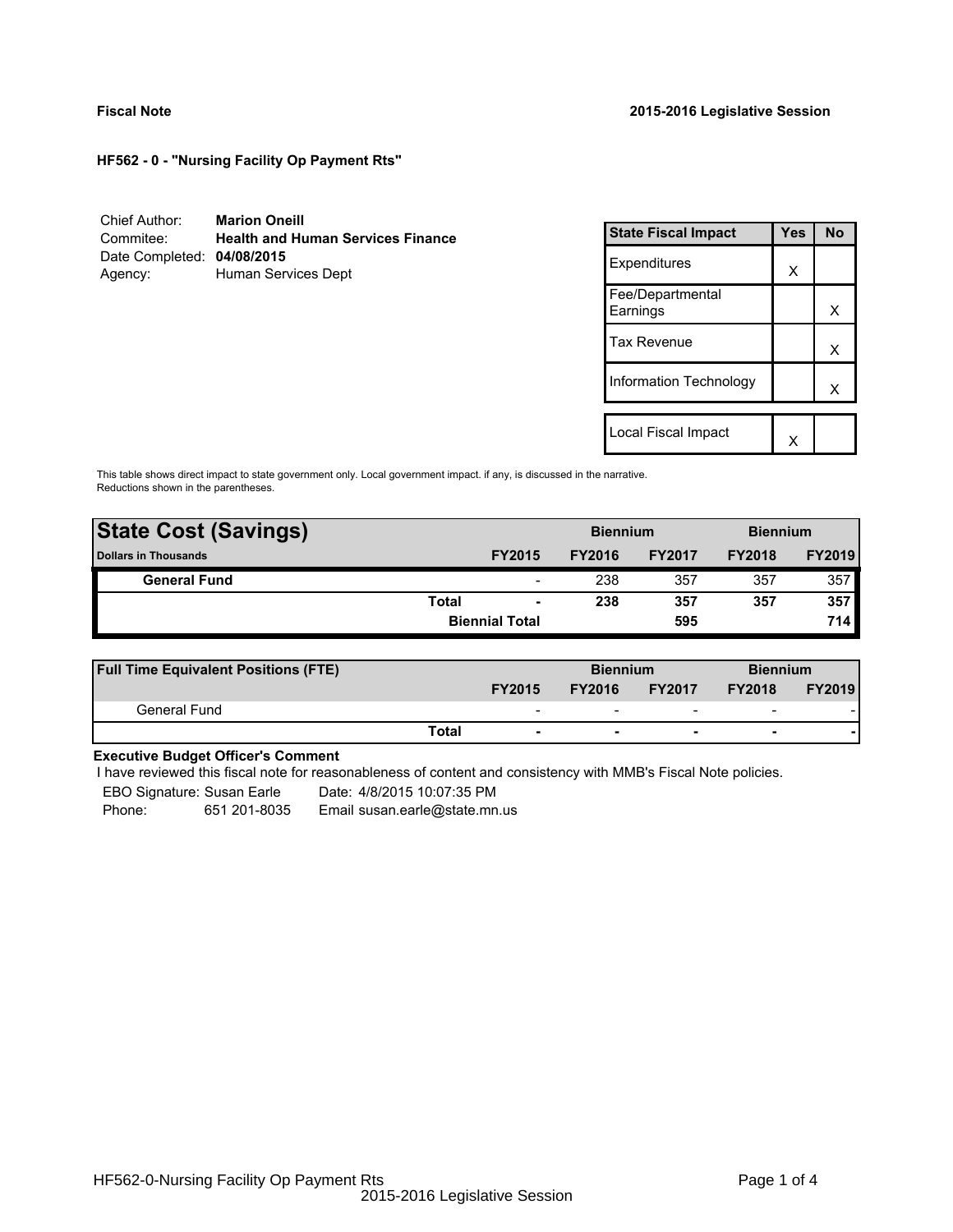**Fiscal Note** **2015-2016 Legislative Session**

**HF562 - 0 - "Nursing Facility Op Payment Rts"**

| | |
|---|---|
| Chief Author: | **Marion Oneill** |
| Commitee: | **Health and Human Services Finance** |
| Date Completed: | **04/08/2015** |
| Agency: | Human Services Dept |

| State Fiscal Impact | Yes | No |
|---|---|---|
| Expenditures | X | |
| Fee/Departmental Earnings | | X |
| Tax Revenue | | X |
| Information Technology | | X |
| Local Fiscal Impact | X | |

This table shows direct impact to state government only. Local government impact. if any, is discussed in the narrative. Reductions shown in the parentheses.

| **State Cost (Savings)** | | | **Biennium** | | **Biennium** | |
|---|---|---|---|---|---|---|
| **Dollars in Thousands** | | **FY2015** | **FY2016** | **FY2017** | **FY2018** | **FY2019** |
| **General Fund** | | - | 238 | 357 | 357 | 357 |
| | **Total** | **-** | **238** | **357** | **357** | **357** |
| | | **Biennial Total** | | **595** | | **714** |

| **Full Time Equivalent Positions (FTE)** | | | **Biennium** | | **Biennium** | |
|---|---|---|---|---|---|---|
| | | **FY2015** | **FY2016** | **FY2017** | **FY2018** | **FY2019** |
| General Fund | | - | - | - | - | - |
| | **Total** | **-** | **-** | **-** | **-** | **-** |

**Executive Budget Officer's Comment**

I have reviewed this fiscal note for reasonableness of content and consistency with MMB's Fiscal Note policies.

EBO Signature: Susan Earle  Date: 4/8/2015 10:07:35 PM
Phone: 651 201-8035  Email susan.earle@state.mn.us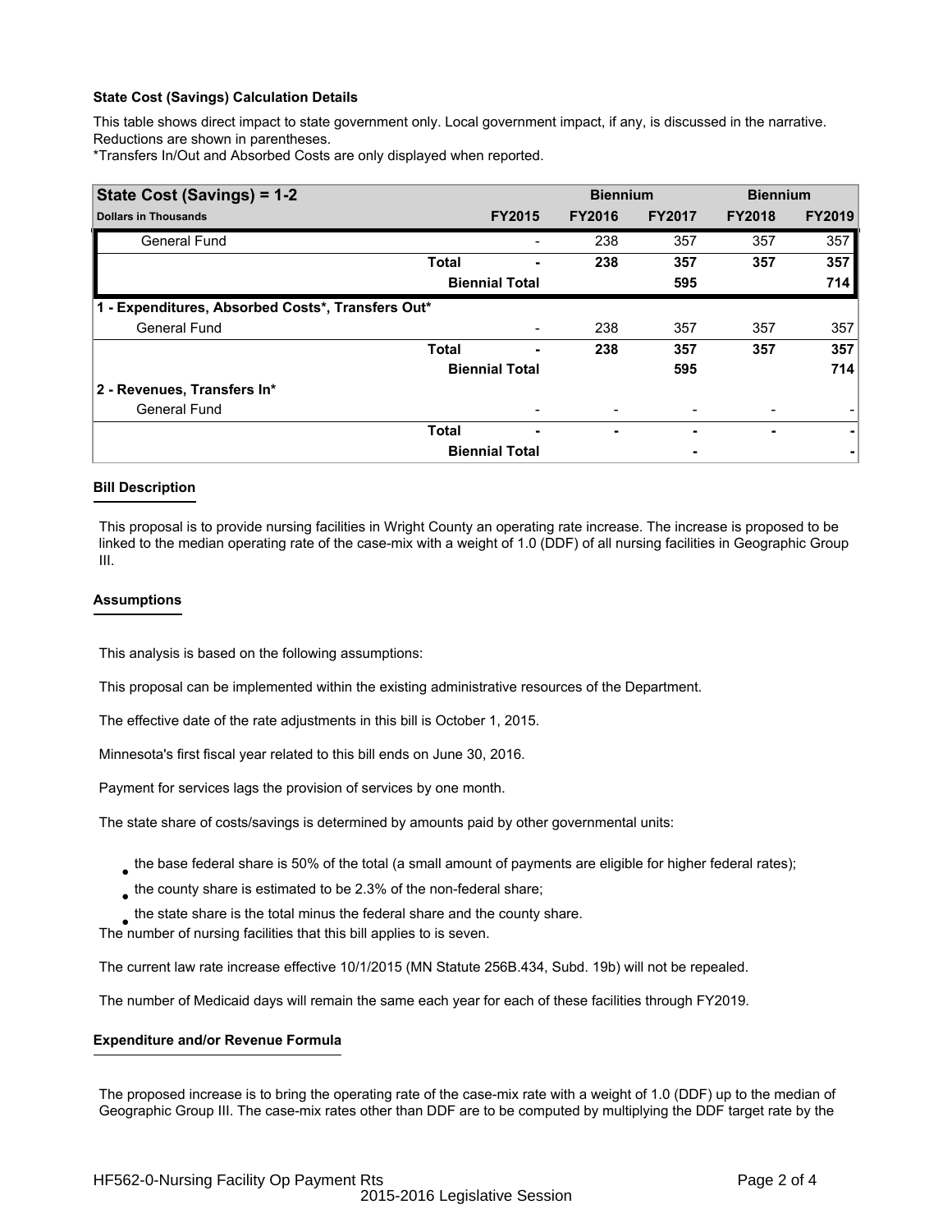### State Cost (Savings) Calculation Details

This table shows direct impact to state government only. Local government impact, if any, is discussed in the narrative. Reductions are shown in parentheses.
*Transfers In/Out and Absorbed Costs are only displayed when reported.

| State Cost (Savings) = 1-2 | | | Biennium | | Biennium | |
|---|---|---|---|---|---|---|
| Dollars in Thousands | | FY2015 | FY2016 | FY2017 | FY2018 | FY2019 |
| General Fund | | - | 238 | 357 | 357 | 357 |
| | Total | - | 238 | 357 | 357 | 357 |
| | Biennial Total | | | 595 | | 714 |
| 1 - Expenditures, Absorbed Costs*, Transfers Out* | | | | | | |
| General Fund | | - | 238 | 357 | 357 | 357 |
| | Total | - | 238 | 357 | 357 | 357 |
| | Biennial Total | | | 595 | | 714 |
| 2 - Revenues, Transfers In* | | | | | | |
| General Fund | | - | - | - | - | - |
| | Total | - | - | - | - | - |
| | Biennial Total | | | - | | - |

### Bill Description

This proposal is to provide nursing facilities in Wright County an operating rate increase. The increase is proposed to be linked to the median operating rate of the case-mix with a weight of 1.0 (DDF) of all nursing facilities in Geographic Group III.

### Assumptions

This analysis is based on the following assumptions:

This proposal can be implemented within the existing administrative resources of the Department.

The effective date of the rate adjustments in this bill is October 1, 2015.

Minnesota's first fiscal year related to this bill ends on June 30, 2016.

Payment for services lags the provision of services by one month.

The state share of costs/savings is determined by amounts paid by other governmental units:

- the base federal share is 50% of the total (a small amount of payments are eligible for higher federal rates);
- the county share is estimated to be 2.3% of the non-federal share;
- the state share is the total minus the federal share and the county share.

The number of nursing facilities that this bill applies to is seven.

The current law rate increase effective 10/1/2015 (MN Statute 256B.434, Subd. 19b) will not be repealed.

The number of Medicaid days will remain the same each year for each of these facilities through FY2019.

### Expenditure and/or Revenue Formula

The proposed increase is to bring the operating rate of the case-mix rate with a weight of 1.0 (DDF) up to the median of Geographic Group III. The case-mix rates other than DDF are to be computed by multiplying the DDF target rate by the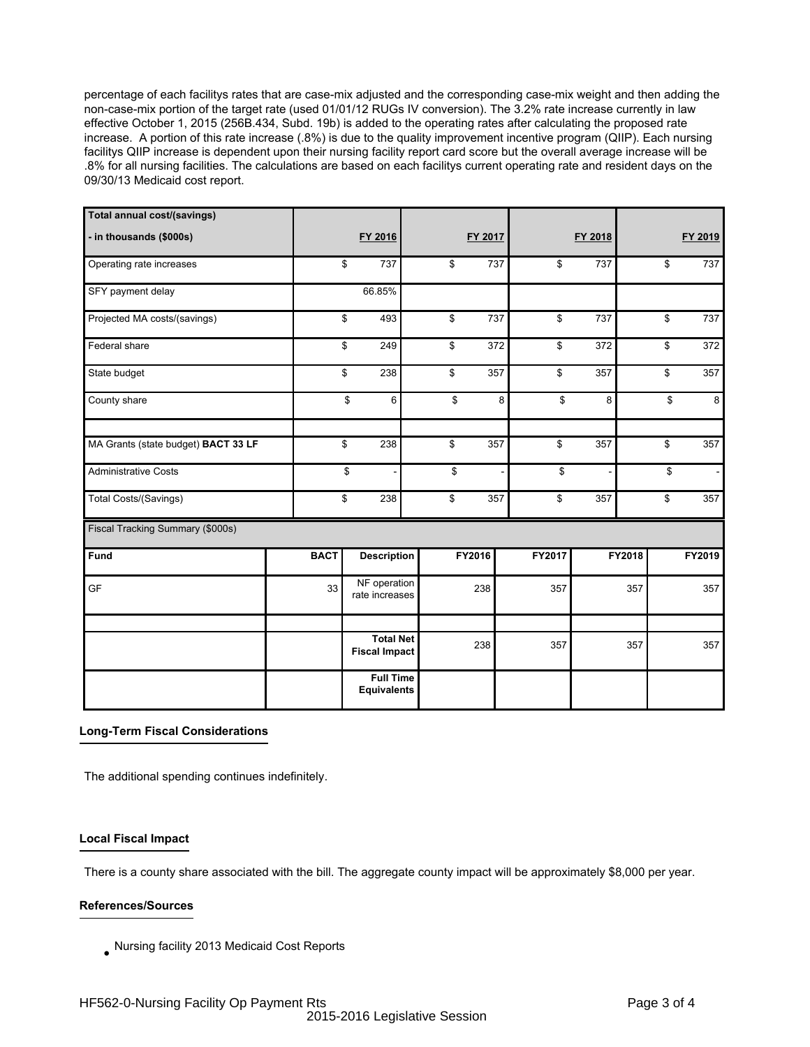percentage of each facilitys rates that are case-mix adjusted and the corresponding case-mix weight and then adding the non-case-mix portion of the target rate (used 01/01/12 RUGs IV conversion). The 3.2% rate increase currently in law effective October 1, 2015 (256B.434, Subd. 19b) is added to the operating rates after calculating the proposed rate increase. A portion of this rate increase (.8%) is due to the quality improvement incentive program (QIIP). Each nursing facilitys QIIP increase is dependent upon their nursing facility report card score but the overall average increase will be .8% for all nursing facilities. The calculations are based on each facilitys current operating rate and resident days on the 09/30/13 Medicaid cost report.

| **Total annual cost/(savings) - in thousands ($000s)** | FY 2016 | FY 2017 | FY 2018 | FY 2019 |
|---|---|---|---|---|
| Operating rate increases | $ 737 | $ 737 | $ 737 | $ 737 |
| SFY payment delay | 66.85% | | | |
| Projected MA costs/(savings) | $ 493 | $ 737 | $ 737 | $ 737 |
| Federal share | $ 249 | $ 372 | $ 372 | $ 372 |
| State budget | $ 238 | $ 357 | $ 357 | $ 357 |
| County share | $ 6 | $ 8 | $ 8 | $ 8 |
| | | | | |
| MA Grants (state budget) **BACT 33 LF** | $ 238 | $ 357 | $ 357 | $ 357 |
| Administrative Costs | $ - | $ - | $ - | $ - |
| Total Costs/(Savings) | $ 238 | $ 357 | $ 357 | $ 357 |

Fiscal Tracking Summary ($000s)

| **Fund** | **BACT** | **Description** | **FY2016** | **FY2017** | **FY2018** | **FY2019** |
|---|---|---|---|---|---|---|
| GF | 33 | NF operation rate increases | 238 | 357 | 357 | 357 |
| | | | | | | |
| | | **Total Net Fiscal Impact** | 238 | 357 | 357 | 357 |
| | | **Full Time Equivalents** | | | | |

## Long-Term Fiscal Considerations

The additional spending continues indefinitely.

## Local Fiscal Impact

There is a county share associated with the bill. The aggregate county impact will be approximately $8,000 per year.

## References/Sources

- Nursing facility 2013 Medicaid Cost Reports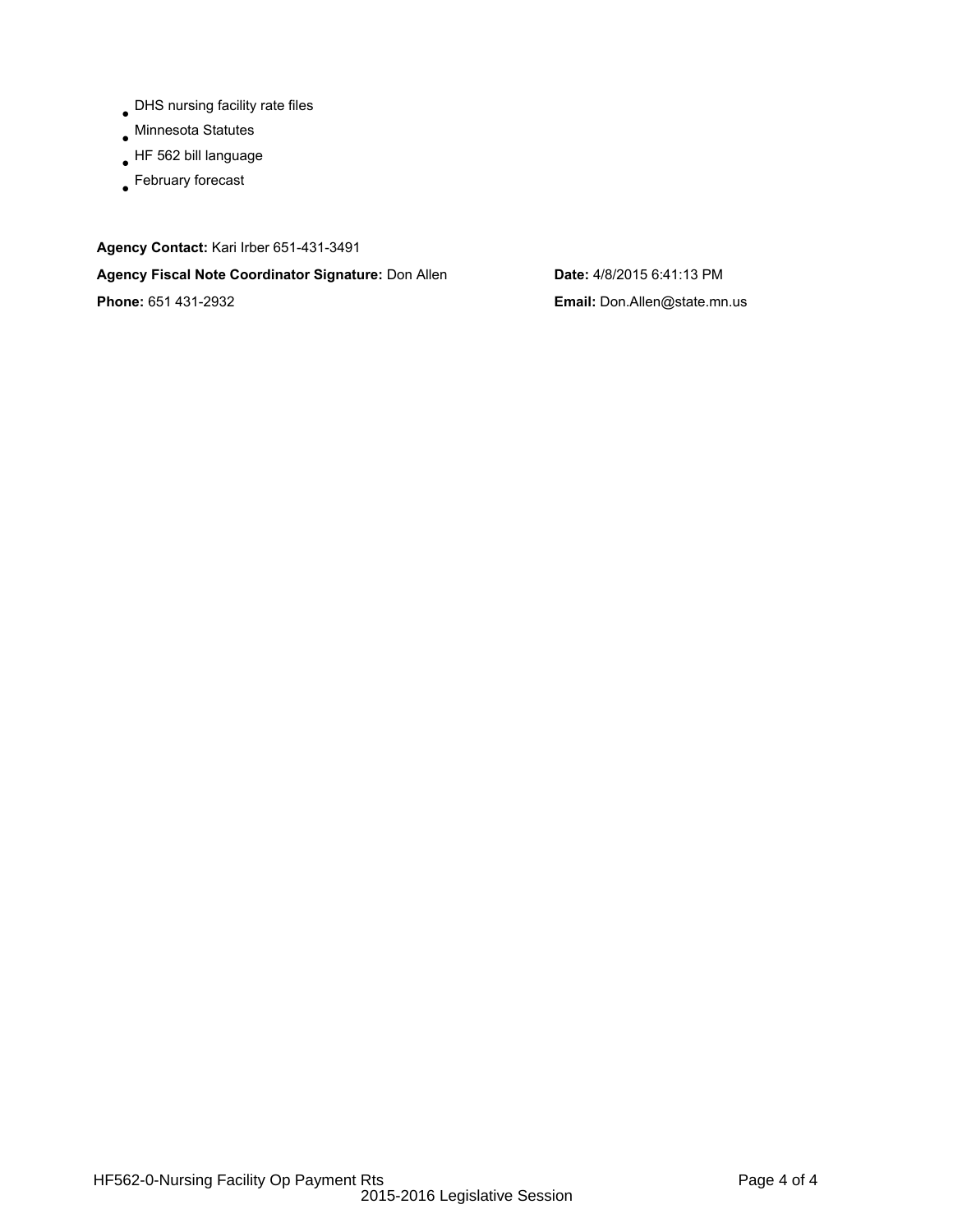- DHS nursing facility rate files
- Minnesota Statutes
- HF 562 bill language
- February forecast

**Agency Contact:** Kari Irber 651-431-3491

**Agency Fiscal Note Coordinator Signature:** Don Allen

**Date:** 4/8/2015 6:41:13 PM

**Phone:** 651 431-2932

**Email:** Don.Allen@state.mn.us